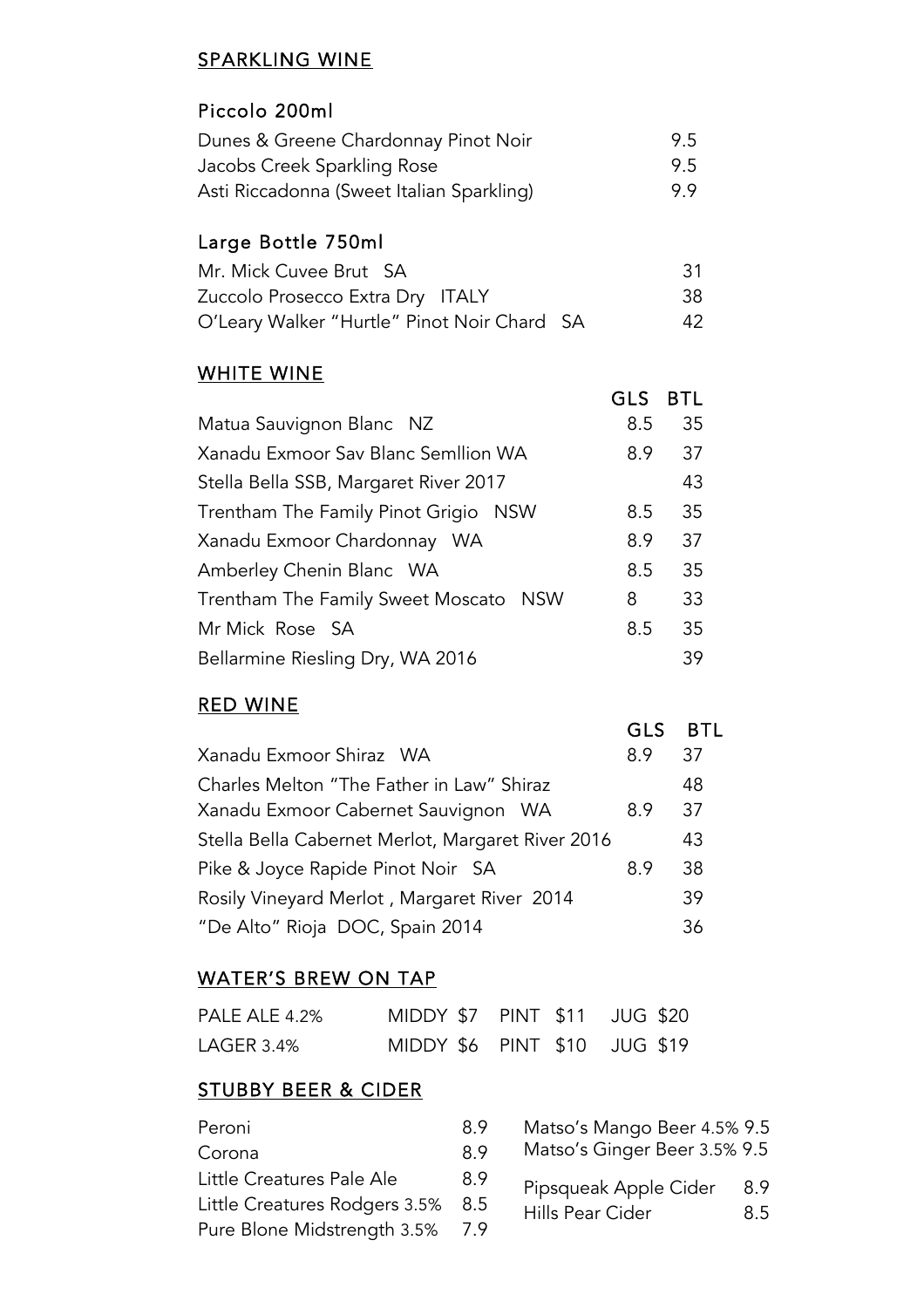## SPARKLING WINE

### Piccolo 200ml

| | |
|---|---|
| Dunes & Greene Chardonnay Pinot Noir | 9.5 |
| Jacobs Creek Sparkling Rose | 9.5 |
| Asti Riccadonna (Sweet Italian Sparkling) | 9.9 |

### Large Bottle 750ml

| | |
|---|---|
| Mr. Mick Cuvee Brut SA | 31 |
| Zuccolo Prosecco Extra Dry ITALY | 38 |
| O'Leary Walker "Hurtle" Pinot Noir Chard SA | 42 |

## WHITE WINE

| | GLS | BTL |
|---|---|---|
| Matua Sauvignon Blanc NZ | 8.5 | 35 |
| Xanadu Exmoor Sav Blanc Semllion WA | 8.9 | 37 |
| Stella Bella SSB, Margaret River 2017 | | 43 |
| Trentham The Family Pinot Grigio NSW | 8.5 | 35 |
| Xanadu Exmoor Chardonnay WA | 8.9 | 37 |
| Amberley Chenin Blanc WA | 8.5 | 35 |
| Trentham The Family Sweet Moscato NSW | 8 | 33 |
| Mr Mick Rose SA | 8.5 | 35 |
| Bellarmine Riesling Dry, WA 2016 | | 39 |

## RED WINE

| | GLS | BTL |
|---|---|---|
| Xanadu Exmoor Shiraz WA | 8.9 | 37 |
| Charles Melton "The Father in Law" Shiraz | | 48 |
| Xanadu Exmoor Cabernet Sauvignon WA | 8.9 | 37 |
| Stella Bella Cabernet Merlot, Margaret River 2016 | | 43 |
| Pike & Joyce Rapide Pinot Noir SA | 8.9 | 38 |
| Rosily Vineyard Merlot , Margaret River 2014 | | 39 |
| "De Alto" Rioja DOC, Spain 2014 | | 36 |

## WATER'S BREW ON TAP

| | MIDDY | PINT | JUG |
|---|---|---|---|
| PALE ALE 4.2% | $7 | $11 | $20 |
| LAGER 3.4% | $6 | $10 | $19 |

## STUBBY BEER & CIDER

| | |
|---|---|
| Peroni | 8.9 |
| Corona | 8.9 |
| Little Creatures Pale Ale | 8.9 |
| Little Creatures Rodgers 3.5% | 8.5 |
| Pure Blone Midstrength 3.5% | 7.9 |
| Matso's Mango Beer 4.5% | 9.5 |
| Matso's Ginger Beer 3.5% | 9.5 |
| Pipsqueak Apple Cider | 8.9 |
| Hills Pear Cider | 8.5 |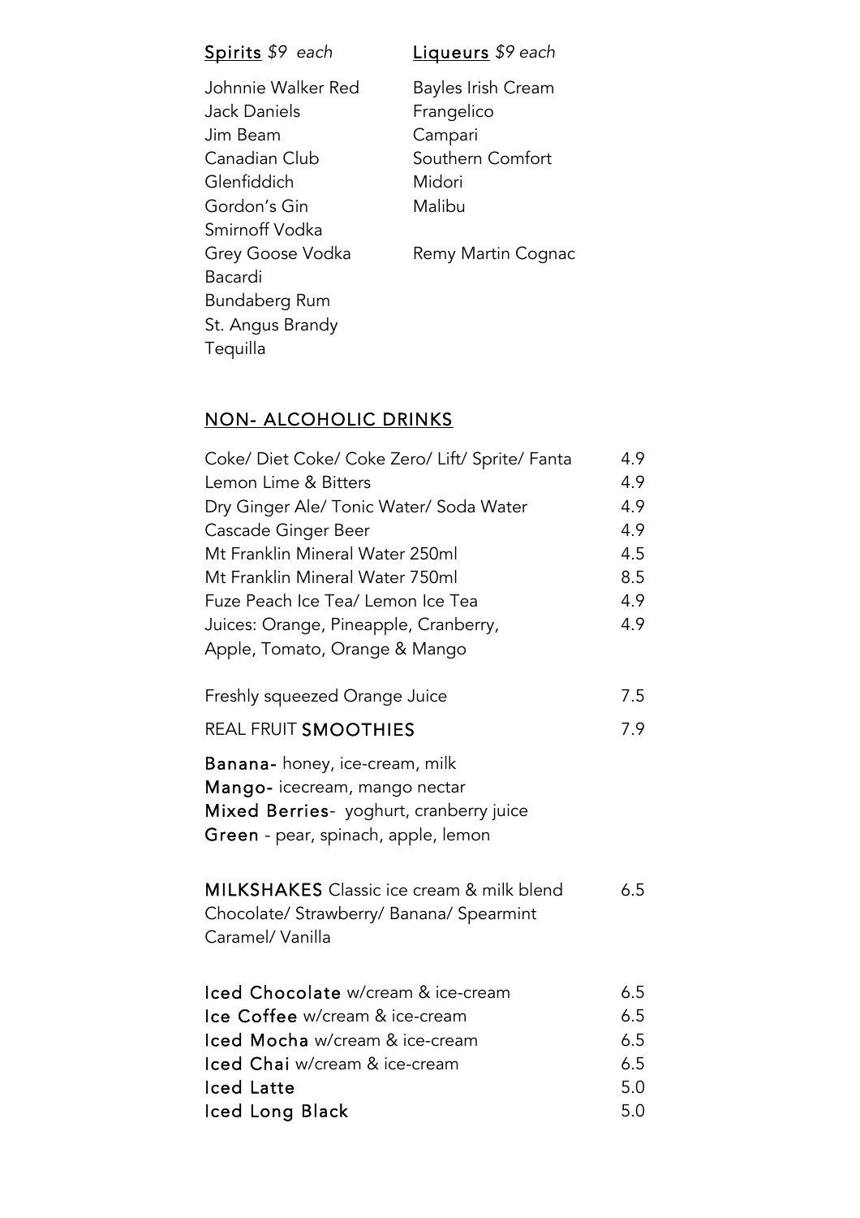**Spirits** *$9 each*

- Johnnie Walker Red
- Jack Daniels
- Jim Beam
- Canadian Club
- Glenfiddich
- Gordon's Gin
- Smirnoff Vodka
- Grey Goose Vodka
- Bacardi
- Bundaberg Rum
- St. Angus Brandy
- Tequilla

**Liqueurs** *$9 each*

- Bayles Irish Cream
- Frangelico
- Campari
- Southern Comfort
- Midori
- Malibu

- Remy Martin Cognac

## NON- ALCOHOLIC DRINKS

| | |
|---|---|
| Coke/ Diet Coke/ Coke Zero/ Lift/ Sprite/ Fanta | 4.9 |
| Lemon Lime & Bitters | 4.9 |
| Dry Ginger Ale/ Tonic Water/ Soda Water | 4.9 |
| Cascade Ginger Beer | 4.9 |
| Mt Franklin Mineral Water 250ml | 4.5 |
| Mt Franklin Mineral Water 750ml | 8.5 |
| Fuze Peach Ice Tea/ Lemon Ice Tea | 4.9 |
| Juices: Orange, Pineapple, Cranberry, Apple, Tomato, Orange & Mango | 4.9 |
| Freshly squeezed Orange Juice | 7.5 |
| REAL FRUIT **SMOOTHIES** | 7.9 |

**Banana-** honey, ice-cream, milk
**Mango-** icecream, mango nectar
**Mixed Berries**- yoghurt, cranberry juice
**Green** - pear, spinach, apple, lemon

| | |
|---|---|
| **MILKSHAKES** Classic ice cream & milk blend<br>Chocolate/ Strawberry/ Banana/ Spearmint<br>Caramel/ Vanilla | 6.5 |

| | |
|---|---|
| **Iced Chocolate** w/cream & ice-cream | 6.5 |
| **Ice Coffee** w/cream & ice-cream | 6.5 |
| **Iced Mocha** w/cream & ice-cream | 6.5 |
| **Iced Chai** w/cream & ice-cream | 6.5 |
| **Iced Latte** | 5.0 |
| **Iced Long Black** | 5.0 |